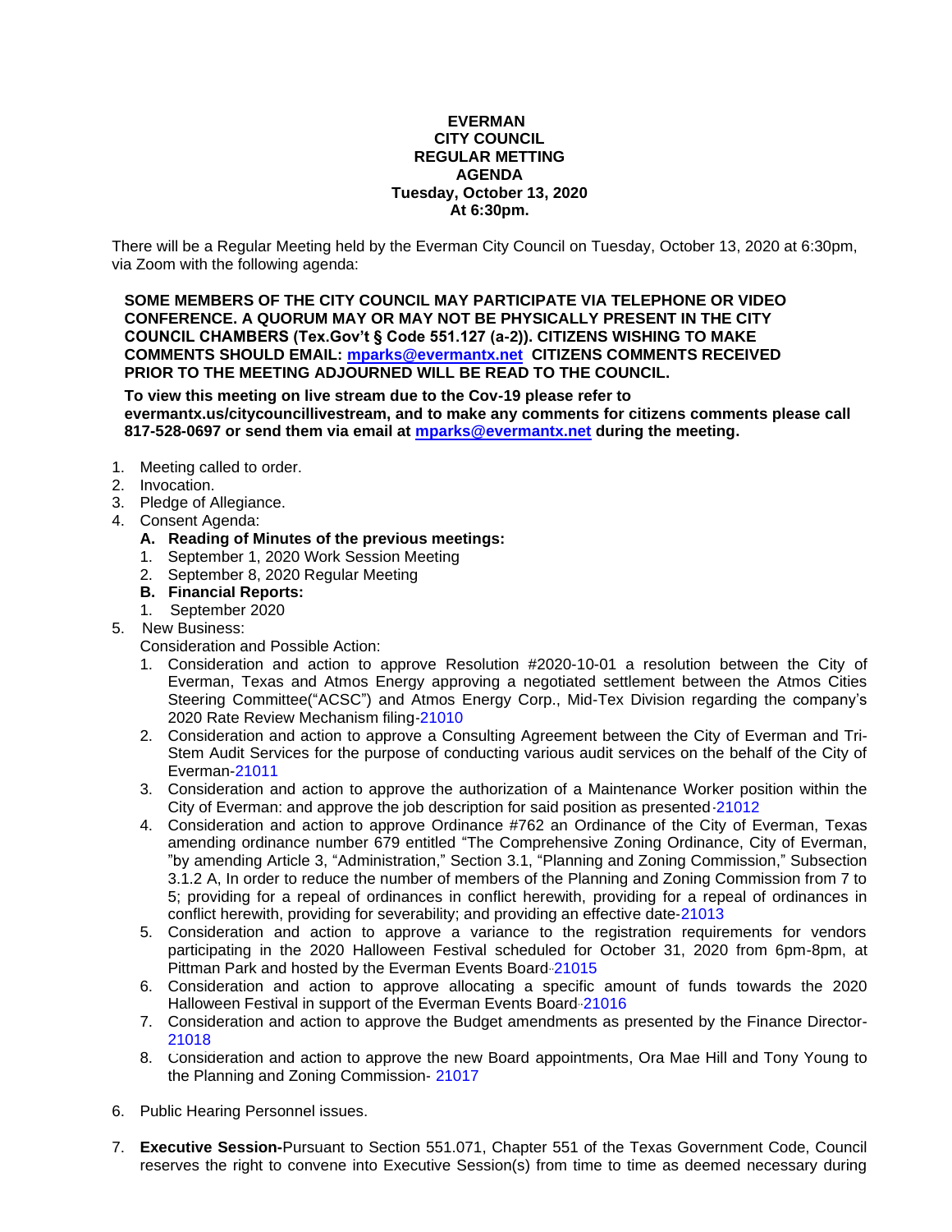**EVERMAN**
**CITY COUNCIL**
**REGULAR METTING**
**AGENDA**
**Tuesday, October 13, 2020**
**At 6:30pm.**

There will be a Regular Meeting held by the Everman City Council on Tuesday, October 13, 2020 at 6:30pm, via Zoom with the following agenda:

**SOME MEMBERS OF THE CITY COUNCIL MAY PARTICIPATE VIA TELEPHONE OR VIDEO CONFERENCE. A QUORUM MAY OR MAY NOT BE PHYSICALLY PRESENT IN THE CITY COUNCIL CHAMBERS (Tex.Gov't § Code 551.127 (a-2)). CITIZENS WISHING TO MAKE COMMENTS SHOULD EMAIL: mparks@evermantx.net CITIZENS COMMENTS RECEIVED PRIOR TO THE MEETING ADJOURNED WILL BE READ TO THE COUNCIL.**

**To view this meeting on live stream due to the Cov-19 please refer to evermantx.us/citycouncillivestream, and to make any comments for citizens comments please call 817-528-0697 or send them via email at mparks@evermantx.net during the meeting.**

1. Meeting called to order.
2. Invocation.
3. Pledge of Allegiance.
4. Consent Agenda:
   - **A. Reading of Minutes of the previous meetings:**
     1. September 1, 2020 Work Session Meeting
     2. September 8, 2020 Regular Meeting
   - **B. Financial Reports:**
     1. September 2020
5. New Business:
   Consideration and Possible Action:
   1. Consideration and action to approve Resolution #2020-10-01 a resolution between the City of Everman, Texas and Atmos Energy approving a negotiated settlement between the Atmos Cities Steering Committee("ACSC") and Atmos Energy Corp., Mid-Tex Division regarding the company's 2020 Rate Review Mechanism filing-21010
   2. Consideration and action to approve a Consulting Agreement between the City of Everman and Tri-Stem Audit Services for the purpose of conducting various audit services on the behalf of the City of Everman-21011
   3. Consideration and action to approve the authorization of a Maintenance Worker position within the City of Everman: and approve the job description for said position as presented-21012
   4. Consideration and action to approve Ordinance #762 an Ordinance of the City of Everman, Texas amending ordinance number 679 entitled "The Comprehensive Zoning Ordinance, City of Everman, "by amending Article 3, "Administration," Section 3.1, "Planning and Zoning Commission," Subsection 3.1.2 A, In order to reduce the number of members of the Planning and Zoning Commission from 7 to 5; providing for a repeal of ordinances in conflict herewith, providing for a repeal of ordinances in conflict herewith, providing for severability; and providing an effective date-21013
   5. Consideration and action to approve a variance to the registration requirements for vendors participating in the 2020 Halloween Festival scheduled for October 31, 2020 from 6pm-8pm, at Pittman Park and hosted by the Everman Events Board-21015
   6. Consideration and action to approve allocating a specific amount of funds towards the 2020 Halloween Festival in support of the Everman Events Board-21016
   7. Consideration and action to approve the Budget amendments as presented by the Finance Director-21018
   8. Consideration and action to approve the new Board appointments, Ora Mae Hill and Tony Young to the Planning and Zoning Commission- 21017
6. Public Hearing Personnel issues.
7. **Executive Session-**Pursuant to Section 551.071, Chapter 551 of the Texas Government Code, Council reserves the right to convene into Executive Session(s) from time to time as deemed necessary during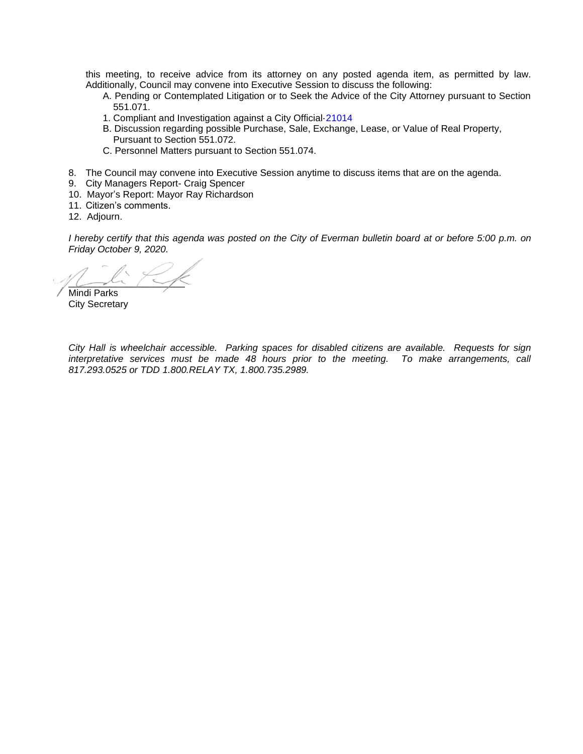this meeting, to receive advice from its attorney on any posted agenda item, as permitted by law. Additionally, Council may convene into Executive Session to discuss the following:

A. Pending or Contemplated Litigation or to Seek the Advice of the City Attorney pursuant to Section 551.071.

1. Compliant and Investigation against a City Official-21014

B. Discussion regarding possible Purchase, Sale, Exchange, Lease, or Value of Real Property, Pursuant to Section 551.072.

C. Personnel Matters pursuant to Section 551.074.

8. The Council may convene into Executive Session anytime to discuss items that are on the agenda.
9. City Managers Report- Craig Spencer
10. Mayor's Report: Mayor Ray Richardson
11. Citizen's comments.
12. Adjourn.

*I hereby certify that this agenda was posted on the City of Everman bulletin board at or before 5:00 p.m. on Friday October 9, 2020.*

Mindi Parks
City Secretary

*City Hall is wheelchair accessible. Parking spaces for disabled citizens are available. Requests for sign interpretative services must be made 48 hours prior to the meeting. To make arrangements, call 817.293.0525 or TDD 1.800.RELAY TX, 1.800.735.2989.*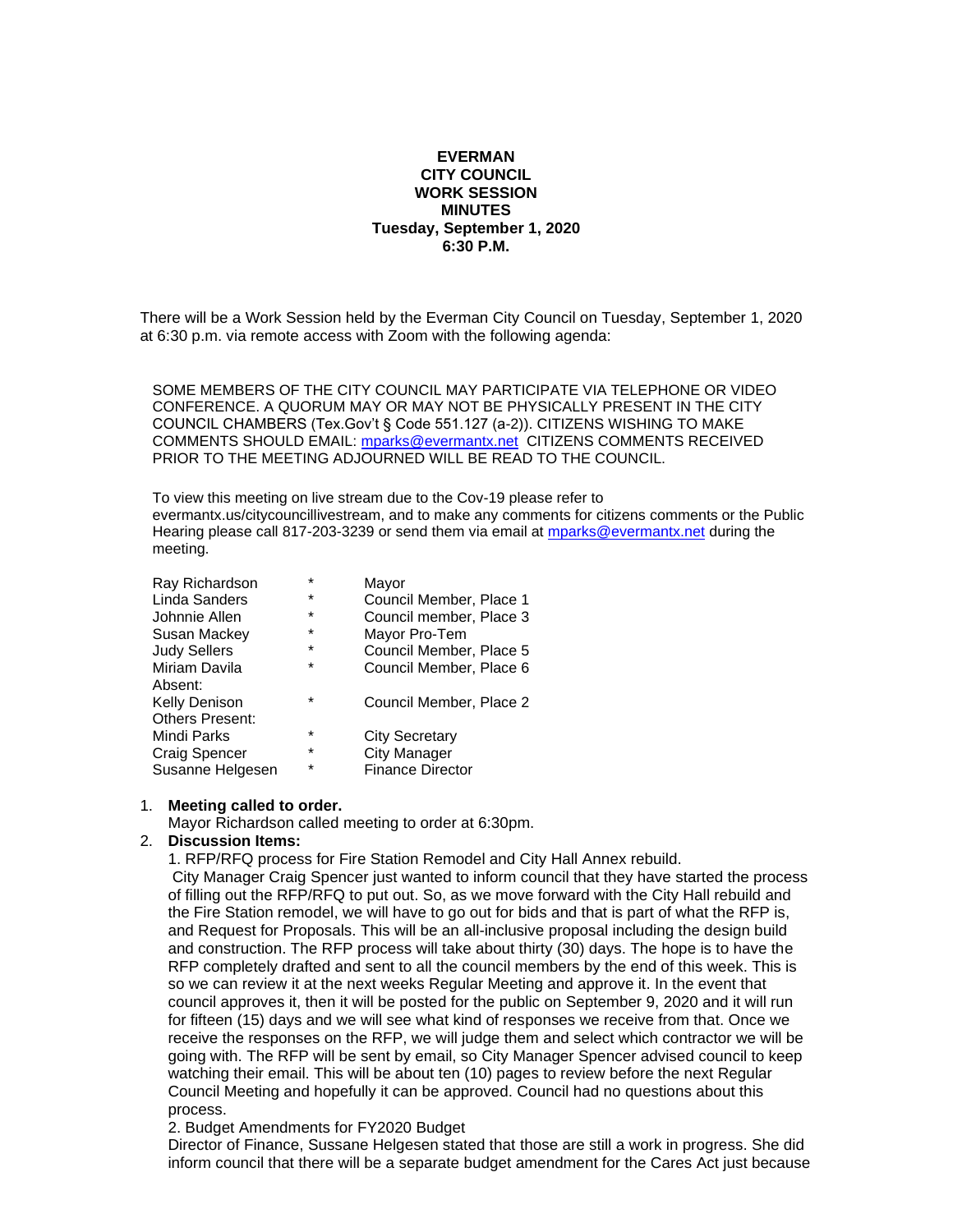**EVERMAN**
**CITY COUNCIL**
**WORK SESSION**
**MINUTES**
**Tuesday, September 1, 2020**
**6:30 P.M.**

There will be a Work Session held by the Everman City Council on Tuesday, September 1, 2020 at 6:30 p.m. via remote access with Zoom with the following agenda:

SOME MEMBERS OF THE CITY COUNCIL MAY PARTICIPATE VIA TELEPHONE OR VIDEO CONFERENCE. A QUORUM MAY OR MAY NOT BE PHYSICALLY PRESENT IN THE CITY COUNCIL CHAMBERS (Tex.Gov't § Code 551.127 (a-2)). CITIZENS WISHING TO MAKE COMMENTS SHOULD EMAIL: mparks@evermantx.net CITIZENS COMMENTS RECEIVED PRIOR TO THE MEETING ADJOURNED WILL BE READ TO THE COUNCIL.

To view this meeting on live stream due to the Cov-19 please refer to evermantx.us/citycouncillivestream, and to make any comments for citizens comments or the Public Hearing please call 817-203-3239 or send them via email at mparks@evermantx.net during the meeting.

| | | |
|---|---|---|
| Ray Richardson | * | Mayor |
| Linda Sanders | * | Council Member, Place 1 |
| Johnnie Allen | * | Council member, Place 3 |
| Susan Mackey | * | Mayor Pro-Tem |
| Judy Sellers | * | Council Member, Place 5 |
| Miriam Davila | * | Council Member, Place 6 |
| Absent: | | |
| Kelly Denison | * | Council Member, Place 2 |
| Others Present: | | |
| Mindi Parks | * | City Secretary |
| Craig Spencer | * | City Manager |
| Susanne Helgesen | * | Finance Director |

1. **Meeting called to order.**
   Mayor Richardson called meeting to order at 6:30pm.
2. **Discussion Items:**
   1. RFP/RFQ process for Fire Station Remodel and City Hall Annex rebuild.
   City Manager Craig Spencer just wanted to inform council that they have started the process of filling out the RFP/RFQ to put out. So, as we move forward with the City Hall rebuild and the Fire Station remodel, we will have to go out for bids and that is part of what the RFP is, and Request for Proposals. This will be an all-inclusive proposal including the design build and construction. The RFP process will take about thirty (30) days. The hope is to have the RFP completely drafted and sent to all the council members by the end of this week. This is so we can review it at the next weeks Regular Meeting and approve it. In the event that council approves it, then it will be posted for the public on September 9, 2020 and it will run for fifteen (15) days and we will see what kind of responses we receive from that. Once we receive the responses on the RFP, we will judge them and select which contractor we will be going with. The RFP will be sent by email, so City Manager Spencer advised council to keep watching their email. This will be about ten (10) pages to review before the next Regular Council Meeting and hopefully it can be approved. Council had no questions about this process.
   2. Budget Amendments for FY2020 Budget
   Director of Finance, Sussane Helgesen stated that those are still a work in progress. She did inform council that there will be a separate budget amendment for the Cares Act just because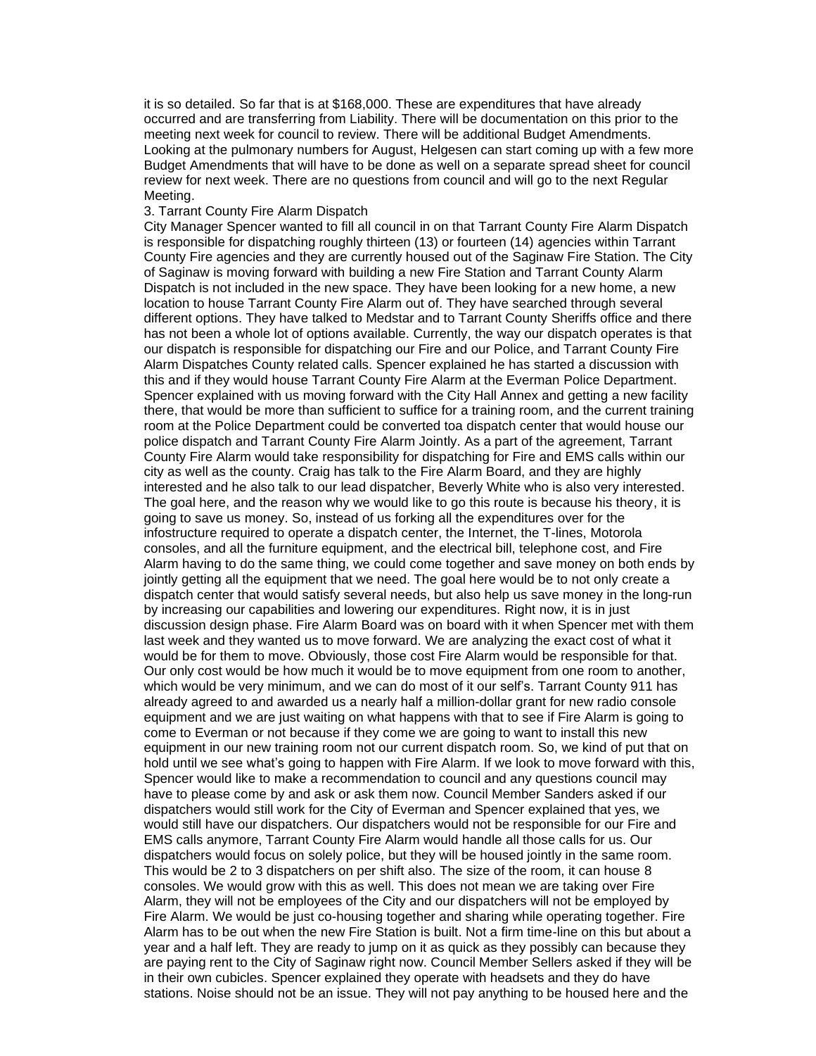it is so detailed. So far that is at $168,000. These are expenditures that have already occurred and are transferring from Liability. There will be documentation on this prior to the meeting next week for council to review. There will be additional Budget Amendments. Looking at the pulmonary numbers for August, Helgesen can start coming up with a few more Budget Amendments that will have to be done as well on a separate spread sheet for council review for next week. There are no questions from council and will go to the next Regular Meeting.

3. Tarrant County Fire Alarm Dispatch

City Manager Spencer wanted to fill all council in on that Tarrant County Fire Alarm Dispatch is responsible for dispatching roughly thirteen (13) or fourteen (14) agencies within Tarrant County Fire agencies and they are currently housed out of the Saginaw Fire Station. The City of Saginaw is moving forward with building a new Fire Station and Tarrant County Alarm Dispatch is not included in the new space. They have been looking for a new home, a new location to house Tarrant County Fire Alarm out of. They have searched through several different options. They have talked to Medstar and to Tarrant County Sheriffs office and there has not been a whole lot of options available. Currently, the way our dispatch operates is that our dispatch is responsible for dispatching our Fire and our Police, and Tarrant County Fire Alarm Dispatches County related calls. Spencer explained he has started a discussion with this and if they would house Tarrant County Fire Alarm at the Everman Police Department. Spencer explained with us moving forward with the City Hall Annex and getting a new facility there, that would be more than sufficient to suffice for a training room, and the current training room at the Police Department could be converted toa dispatch center that would house our police dispatch and Tarrant County Fire Alarm Jointly. As a part of the agreement, Tarrant County Fire Alarm would take responsibility for dispatching for Fire and EMS calls within our city as well as the county. Craig has talk to the Fire Alarm Board, and they are highly interested and he also talk to our lead dispatcher, Beverly White who is also very interested. The goal here, and the reason why we would like to go this route is because his theory, it is going to save us money. So, instead of us forking all the expenditures over for the infostructure required to operate a dispatch center, the Internet, the T-lines, Motorola consoles, and all the furniture equipment, and the electrical bill, telephone cost, and Fire Alarm having to do the same thing, we could come together and save money on both ends by jointly getting all the equipment that we need. The goal here would be to not only create a dispatch center that would satisfy several needs, but also help us save money in the long-run by increasing our capabilities and lowering our expenditures. Right now, it is in just discussion design phase. Fire Alarm Board was on board with it when Spencer met with them last week and they wanted us to move forward. We are analyzing the exact cost of what it would be for them to move. Obviously, those cost Fire Alarm would be responsible for that. Our only cost would be how much it would be to move equipment from one room to another, which would be very minimum, and we can do most of it our self's. Tarrant County 911 has already agreed to and awarded us a nearly half a million-dollar grant for new radio console equipment and we are just waiting on what happens with that to see if Fire Alarm is going to come to Everman or not because if they come we are going to want to install this new equipment in our new training room not our current dispatch room. So, we kind of put that on hold until we see what's going to happen with Fire Alarm. If we look to move forward with this, Spencer would like to make a recommendation to council and any questions council may have to please come by and ask or ask them now. Council Member Sanders asked if our dispatchers would still work for the City of Everman and Spencer explained that yes, we would still have our dispatchers. Our dispatchers would not be responsible for our Fire and EMS calls anymore, Tarrant County Fire Alarm would handle all those calls for us. Our dispatchers would focus on solely police, but they will be housed jointly in the same room. This would be 2 to 3 dispatchers on per shift also. The size of the room, it can house 8 consoles. We would grow with this as well. This does not mean we are taking over Fire Alarm, they will not be employees of the City and our dispatchers will not be employed by Fire Alarm. We would be just co-housing together and sharing while operating together. Fire Alarm has to be out when the new Fire Station is built. Not a firm time-line on this but about a year and a half left. They are ready to jump on it as quick as they possibly can because they are paying rent to the City of Saginaw right now. Council Member Sellers asked if they will be in their own cubicles. Spencer explained they operate with headsets and they do have stations. Noise should not be an issue. They will not pay anything to be housed here and the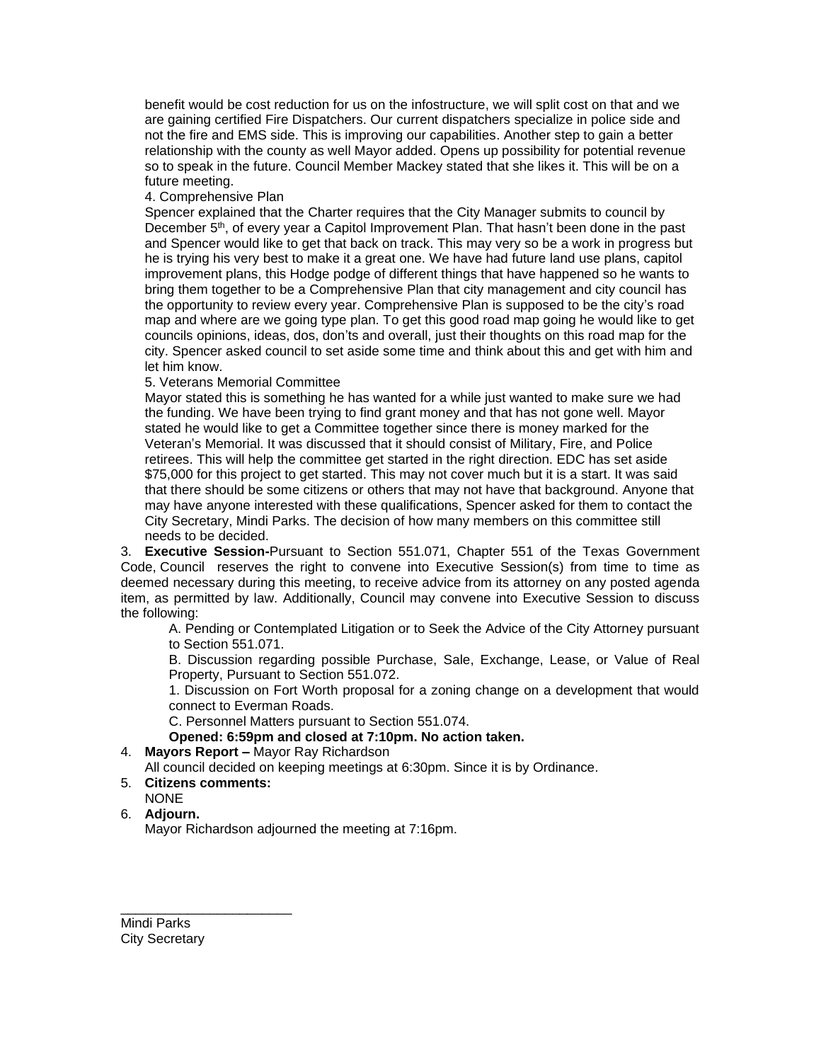benefit would be cost reduction for us on the infostructure, we will split cost on that and we are gaining certified Fire Dispatchers. Our current dispatchers specialize in police side and not the fire and EMS side. This is improving our capabilities. Another step to gain a better relationship with the county as well Mayor added. Opens up possibility for potential revenue so to speak in the future. Council Member Mackey stated that she likes it. This will be on a future meeting.

4. Comprehensive Plan

Spencer explained that the Charter requires that the City Manager submits to council by December 5th, of every year a Capitol Improvement Plan. That hasn't been done in the past and Spencer would like to get that back on track. This may very so be a work in progress but he is trying his very best to make it a great one. We have had future land use plans, capitol improvement plans, this Hodge podge of different things that have happened so he wants to bring them together to be a Comprehensive Plan that city management and city council has the opportunity to review every year. Comprehensive Plan is supposed to be the city's road map and where are we going type plan. To get this good road map going he would like to get councils opinions, ideas, dos, don'ts and overall, just their thoughts on this road map for the city. Spencer asked council to set aside some time and think about this and get with him and let him know.

5. Veterans Memorial Committee

Mayor stated this is something he has wanted for a while just wanted to make sure we had the funding. We have been trying to find grant money and that has not gone well. Mayor stated he would like to get a Committee together since there is money marked for the Veteran's Memorial. It was discussed that it should consist of Military, Fire, and Police retirees. This will help the committee get started in the right direction. EDC has set aside $75,000 for this project to get started. This may not cover much but it is a start. It was said that there should be some citizens or others that may not have that background. Anyone that may have anyone interested with these qualifications, Spencer asked for them to contact the City Secretary, Mindi Parks. The decision of how many members on this committee still needs to be decided.

3. **Executive Session-**Pursuant to Section 551.071, Chapter 551 of the Texas Government Code, Council reserves the right to convene into Executive Session(s) from time to time as deemed necessary during this meeting, to receive advice from its attorney on any posted agenda item, as permitted by law. Additionally, Council may convene into Executive Session to discuss the following:

   A. Pending or Contemplated Litigation or to Seek the Advice of the City Attorney pursuant to Section 551.071.

   B. Discussion regarding possible Purchase, Sale, Exchange, Lease, or Value of Real Property, Pursuant to Section 551.072.

   1. Discussion on Fort Worth proposal for a zoning change on a development that would connect to Everman Roads.

   C. Personnel Matters pursuant to Section 551.074.

   **Opened: 6:59pm and closed at 7:10pm. No action taken.**

4. **Mayors Report –** Mayor Ray Richardson

   All council decided on keeping meetings at 6:30pm. Since it is by Ordinance.

5. **Citizens comments:**

   NONE

6. **Adjourn.**

   Mayor Richardson adjourned the meeting at 7:16pm.

_______________________

Mindi Parks
City Secretary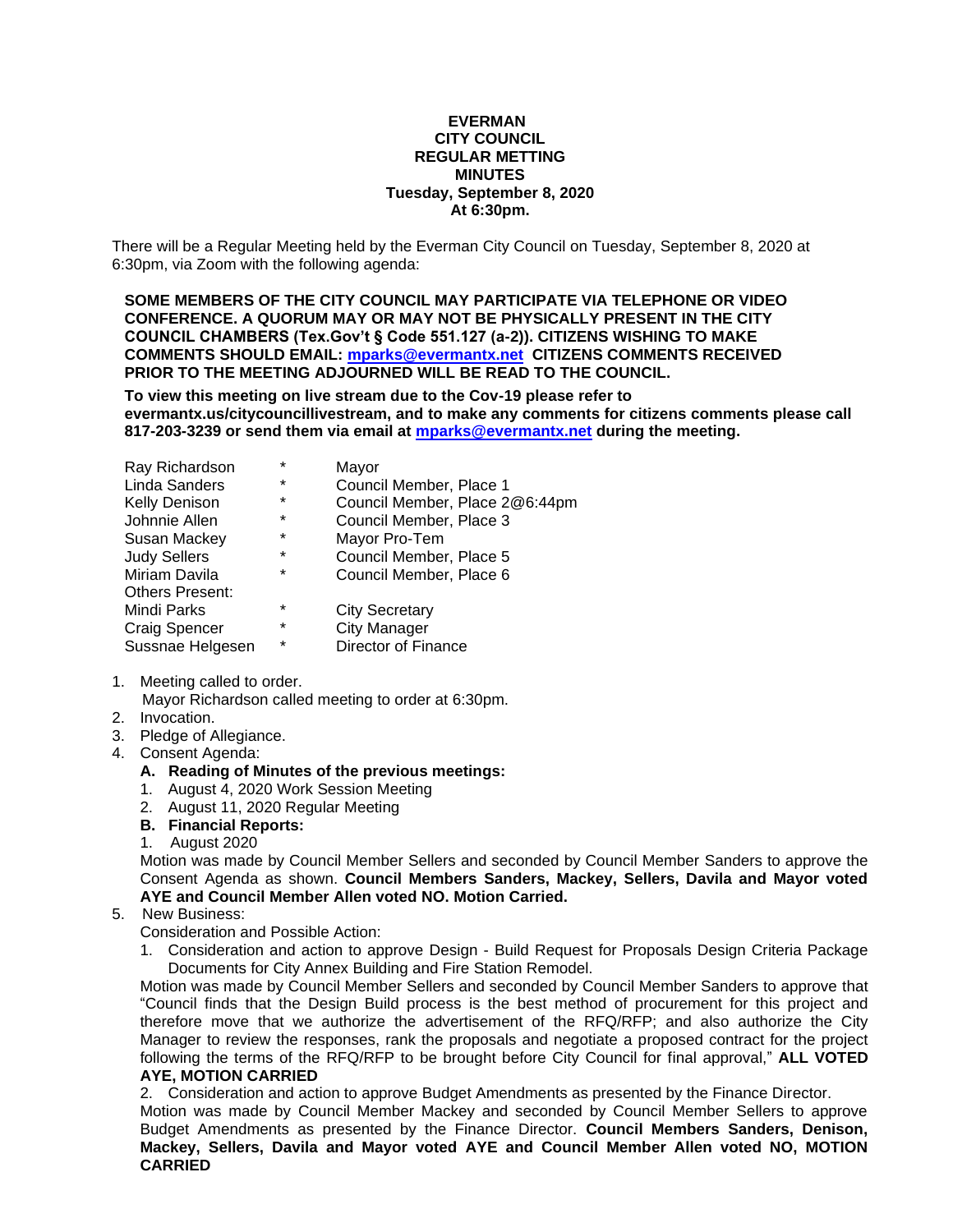**EVERMAN**
**CITY COUNCIL**
**REGULAR METTING**
**MINUTES**
**Tuesday, September 8, 2020**
**At 6:30pm.**

There will be a Regular Meeting held by the Everman City Council on Tuesday, September 8, 2020 at 6:30pm, via Zoom with the following agenda:

**SOME MEMBERS OF THE CITY COUNCIL MAY PARTICIPATE VIA TELEPHONE OR VIDEO CONFERENCE. A QUORUM MAY OR MAY NOT BE PHYSICALLY PRESENT IN THE CITY COUNCIL CHAMBERS (Tex.Gov't § Code 551.127 (a-2)). CITIZENS WISHING TO MAKE COMMENTS SHOULD EMAIL: mparks@evermantx.net CITIZENS COMMENTS RECEIVED PRIOR TO THE MEETING ADJOURNED WILL BE READ TO THE COUNCIL.**

**To view this meeting on live stream due to the Cov-19 please refer to evermantx.us/citycouncillivestream, and to make any comments for citizens comments please call 817-203-3239 or send them via email at mparks@evermantx.net during the meeting.**

| | | |
|---|---|---|
| Ray Richardson | * | Mayor |
| Linda Sanders | * | Council Member, Place 1 |
| Kelly Denison | * | Council Member, Place 2@6:44pm |
| Johnnie Allen | * | Council Member, Place 3 |
| Susan Mackey | * | Mayor Pro-Tem |
| Judy Sellers | * | Council Member, Place 5 |
| Miriam Davila | * | Council Member, Place 6 |
| Others Present: | | |
| Mindi Parks | * | City Secretary |
| Craig Spencer | * | City Manager |
| Sussnae Helgesen | * | Director of Finance |

1. Meeting called to order.
   Mayor Richardson called meeting to order at 6:30pm.
2. Invocation.
3. Pledge of Allegiance.
4. Consent Agenda:
   **A. Reading of Minutes of the previous meetings:**
   1. August 4, 2020 Work Session Meeting
   2. August 11, 2020 Regular Meeting

   **B. Financial Reports:**
   1. August 2020

   Motion was made by Council Member Sellers and seconded by Council Member Sanders to approve the Consent Agenda as shown. **Council Members Sanders, Mackey, Sellers, Davila and Mayor voted AYE and Council Member Allen voted NO. Motion Carried.**
5. New Business:
   Consideration and Possible Action:
   1. Consideration and action to approve Design - Build Request for Proposals Design Criteria Package Documents for City Annex Building and Fire Station Remodel.

   Motion was made by Council Member Sellers and seconded by Council Member Sanders to approve that "Council finds that the Design Build process is the best method of procurement for this project and therefore move that we authorize the advertisement of the RFQ/RFP; and also authorize the City Manager to review the responses, rank the proposals and negotiate a proposed contract for the project following the terms of the RFQ/RFP to be brought before City Council for final approval," **ALL VOTED AYE, MOTION CARRIED**

   2. Consideration and action to approve Budget Amendments as presented by the Finance Director.

   Motion was made by Council Member Mackey and seconded by Council Member Sellers to approve Budget Amendments as presented by the Finance Director. **Council Members Sanders, Denison, Mackey, Sellers, Davila and Mayor voted AYE and Council Member Allen voted NO, MOTION CARRIED**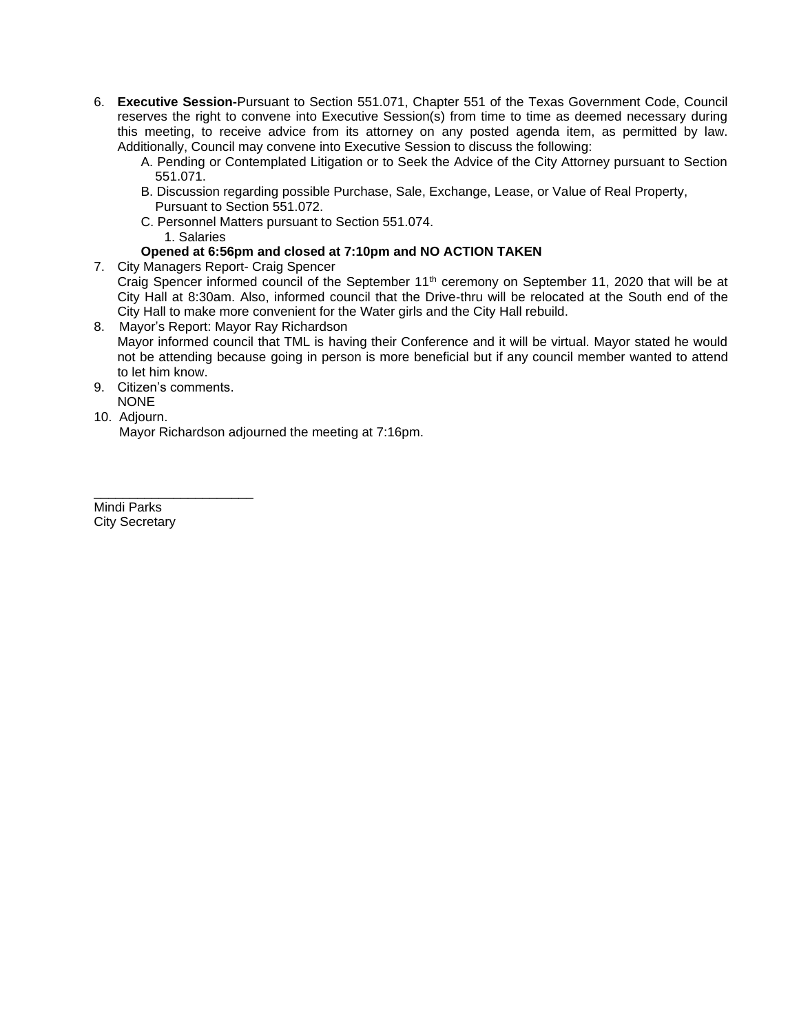6. **Executive Session-**Pursuant to Section 551.071, Chapter 551 of the Texas Government Code, Council reserves the right to convene into Executive Session(s) from time to time as deemed necessary during this meeting, to receive advice from its attorney on any posted agenda item, as permitted by law. Additionally, Council may convene into Executive Session to discuss the following:
   A. Pending or Contemplated Litigation or to Seek the Advice of the City Attorney pursuant to Section 551.071.
   B. Discussion regarding possible Purchase, Sale, Exchange, Lease, or Value of Real Property, Pursuant to Section 551.072.
   C. Personnel Matters pursuant to Section 551.074.
      1. Salaries

   **Opened at 6:56pm and closed at 7:10pm and NO ACTION TAKEN**
7. City Managers Report- Craig Spencer
   Craig Spencer informed council of the September 11th ceremony on September 11, 2020 that will be at City Hall at 8:30am. Also, informed council that the Drive-thru will be relocated at the South end of the City Hall to make more convenient for the Water girls and the City Hall rebuild.
8. Mayor's Report: Mayor Ray Richardson
   Mayor informed council that TML is having their Conference and it will be virtual. Mayor stated he would not be attending because going in person is more beneficial but if any council member wanted to attend to let him know.
9. Citizen's comments.
   NONE
10. Adjourn.
    Mayor Richardson adjourned the meeting at 7:16pm.

______________________

Mindi Parks
City Secretary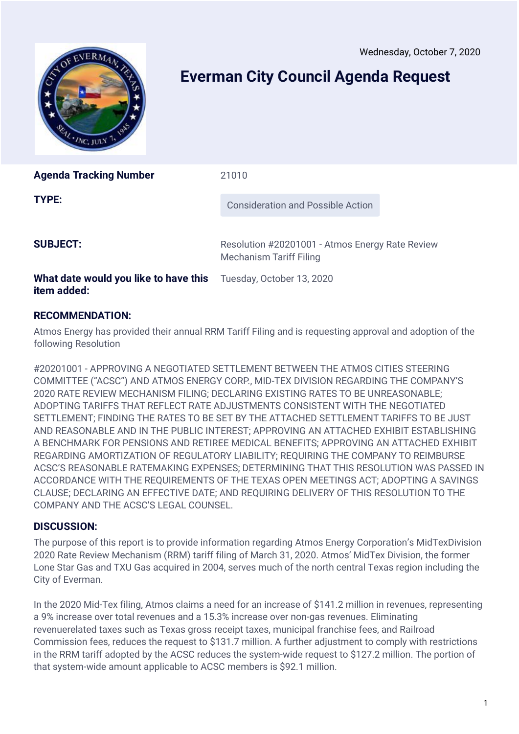Wednesday, October 7, 2020

# Everman City Council Agenda Request

| | |
|---|---|
| **Agenda Tracking Number** | 21010 |
| **TYPE:** | Consideration and Possible Action |
| **SUBJECT:** | Resolution #20201001 - Atmos Energy Rate Review Mechanism Tariff Filing |
| **What date would you like to have this item added:** | Tuesday, October 13, 2020 |

### RECOMMENDATION:

Atmos Energy has provided their annual RRM Tariff Filing and is requesting approval and adoption of the following Resolution

#20201001 - APPROVING A NEGOTIATED SETTLEMENT BETWEEN THE ATMOS CITIES STEERING COMMITTEE ("ACSC") AND ATMOS ENERGY CORP., MID-TEX DIVISION REGARDING THE COMPANY'S 2020 RATE REVIEW MECHANISM FILING; DECLARING EXISTING RATES TO BE UNREASONABLE; ADOPTING TARIFFS THAT REFLECT RATE ADJUSTMENTS CONSISTENT WITH THE NEGOTIATED SETTLEMENT; FINDING THE RATES TO BE SET BY THE ATTACHED SETTLEMENT TARIFFS TO BE JUST AND REASONABLE AND IN THE PUBLIC INTEREST; APPROVING AN ATTACHED EXHIBIT ESTABLISHING A BENCHMARK FOR PENSIONS AND RETIREE MEDICAL BENEFITS; APPROVING AN ATTACHED EXHIBIT REGARDING AMORTIZATION OF REGULATORY LIABILITY; REQUIRING THE COMPANY TO REIMBURSE ACSC'S REASONABLE RATEMAKING EXPENSES; DETERMINING THAT THIS RESOLUTION WAS PASSED IN ACCORDANCE WITH THE REQUIREMENTS OF THE TEXAS OPEN MEETINGS ACT; ADOPTING A SAVINGS CLAUSE; DECLARING AN EFFECTIVE DATE; AND REQUIRING DELIVERY OF THIS RESOLUTION TO THE COMPANY AND THE ACSC'S LEGAL COUNSEL.

### DISCUSSION:

The purpose of this report is to provide information regarding Atmos Energy Corporation's MidTexDivision 2020 Rate Review Mechanism (RRM) tariff filing of March 31, 2020. Atmos' MidTex Division, the former Lone Star Gas and TXU Gas acquired in 2004, serves much of the north central Texas region including the City of Everman.

In the 2020 Mid-Tex filing, Atmos claims a need for an increase of $141.2 million in revenues, representing a 9% increase over total revenues and a 15.3% increase over non-gas revenues. Eliminating revenuerelated taxes such as Texas gross receipt taxes, municipal franchise fees, and Railroad Commission fees, reduces the request to $131.7 million. A further adjustment to comply with restrictions in the RRM tariff adopted by the ACSC reduces the system-wide request to $127.2 million. The portion of that system-wide amount applicable to ACSC members is $92.1 million.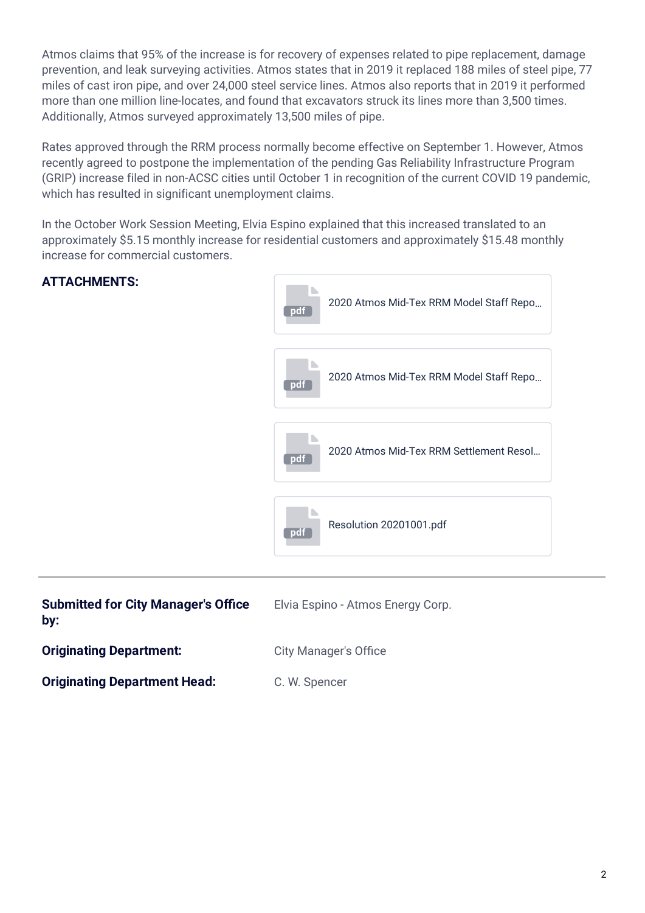Atmos claims that 95% of the increase is for recovery of expenses related to pipe replacement, damage prevention, and leak surveying activities. Atmos states that in 2019 it replaced 188 miles of steel pipe, 77 miles of cast iron pipe, and over 24,000 steel service lines. Atmos also reports that in 2019 it performed more than one million line-locates, and found that excavators struck its lines more than 3,500 times. Additionally, Atmos surveyed approximately 13,500 miles of pipe.

Rates approved through the RRM process normally become effective on September 1. However, Atmos recently agreed to postpone the implementation of the pending Gas Reliability Infrastructure Program (GRIP) increase filed in non-ACSC cities until October 1 in recognition of the current COVID 19 pandemic, which has resulted in significant unemployment claims.

In the October Work Session Meeting, Elvia Espino explained that this increased translated to an approximately $5.15 monthly increase for residential customers and approximately $15.48 monthly increase for commercial customers.

**ATTACHMENTS:**

- 2020 Atmos Mid-Tex RRM Model Staff Repo...
- 2020 Atmos Mid-Tex RRM Model Staff Repo...
- 2020 Atmos Mid-Tex RRM Settlement Resol...
- Resolution 20201001.pdf

---

| | |
|---|---|
| **Submitted for City Manager's Office by:** | Elvia Espino - Atmos Energy Corp. |
| **Originating Department:** | City Manager's Office |
| **Originating Department Head:** | C. W. Spencer |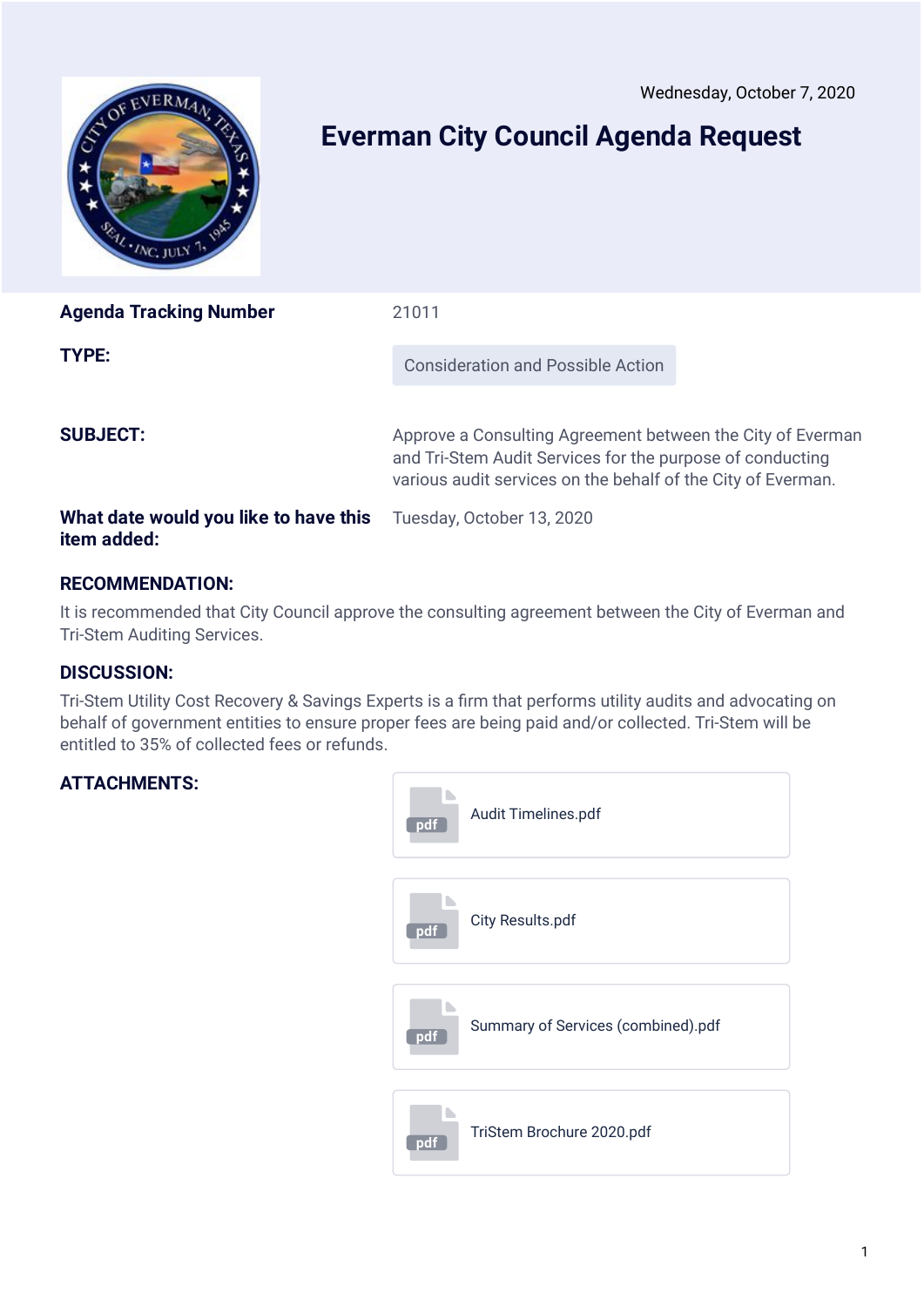Wednesday, October 7, 2020

# Everman City Council Agenda Request

| | |
|---|---|
| **Agenda Tracking Number** | 21011 |
| **TYPE:** | Consideration and Possible Action |
| **SUBJECT:** | Approve a Consulting Agreement between the City of Everman and Tri-Stem Audit Services for the purpose of conducting various audit services on the behalf of the City of Everman. |
| **What date would you like to have this item added:** | Tuesday, October 13, 2020 |

### RECOMMENDATION:

It is recommended that City Council approve the consulting agreement between the City of Everman and Tri-Stem Auditing Services.

### DISCUSSION:

Tri-Stem Utility Cost Recovery & Savings Experts is a firm that performs utility audits and advocating on behalf of government entities to ensure proper fees are being paid and/or collected. Tri-Stem will be entitled to 35% of collected fees or refunds.

### ATTACHMENTS:

- Audit Timelines.pdf
- City Results.pdf
- Summary of Services (combined).pdf
- TriStem Brochure 2020.pdf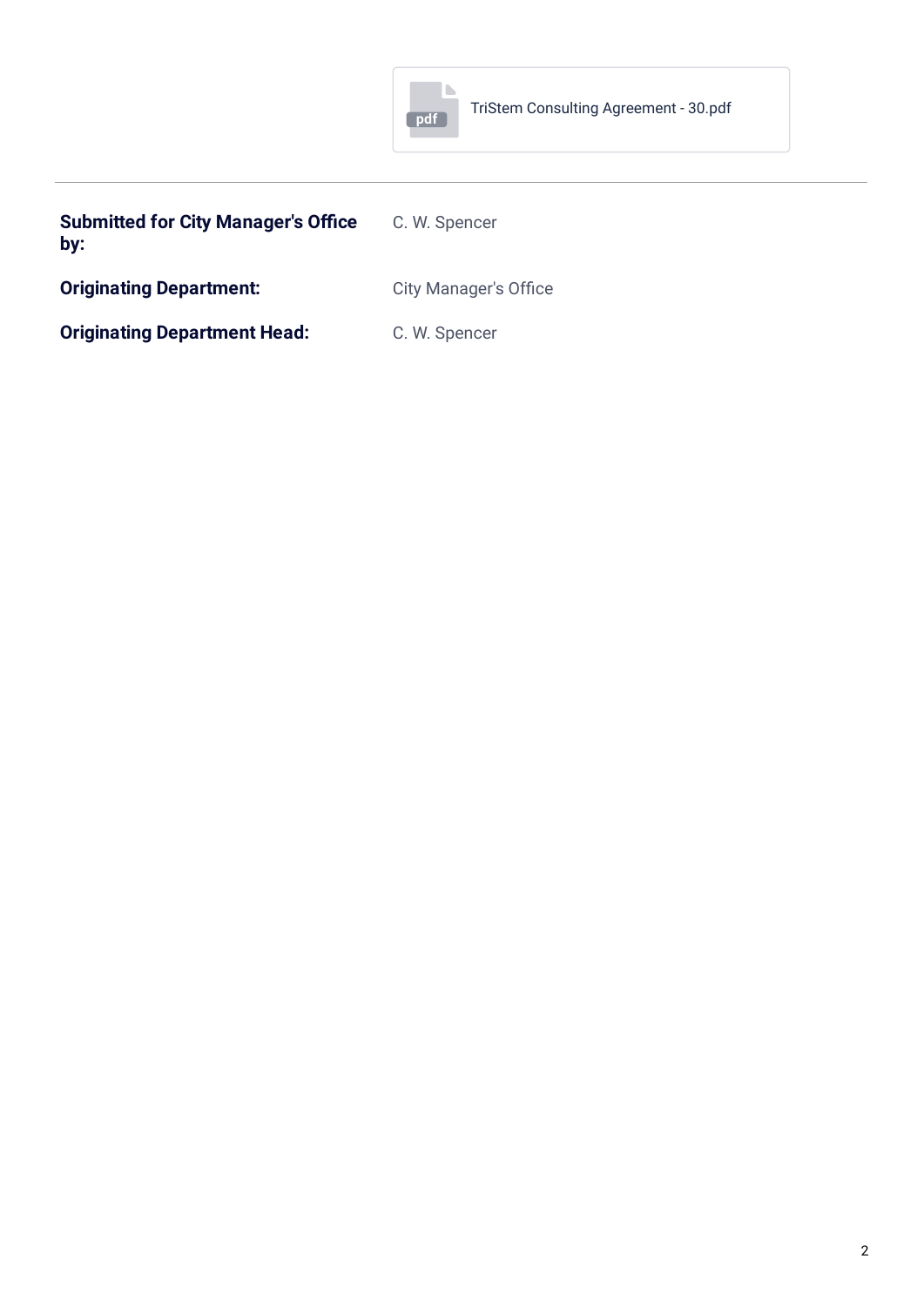TriStem Consulting Agreement - 30.pdf

---

| | |
|---|---|
| **Submitted for City Manager's Office by:** | C. W. Spencer |
| **Originating Department:** | City Manager's Office |
| **Originating Department Head:** | C. W. Spencer |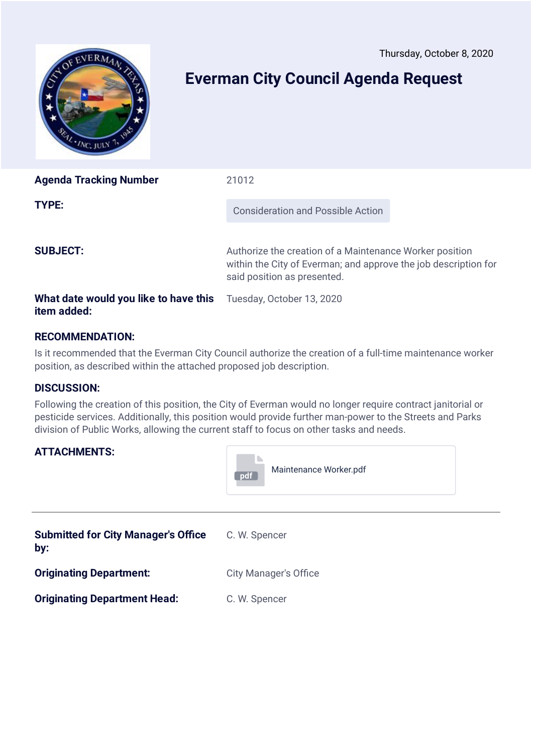Thursday, October 8, 2020

# Everman City Council Agenda Request

| | |
|---|---|
| **Agenda Tracking Number** | 21012 |
| **TYPE:** | Consideration and Possible Action |
| **SUBJECT:** | Authorize the creation of a Maintenance Worker position within the City of Everman; and approve the job description for said position as presented. |
| **What date would you like to have this item added:** | Tuesday, October 13, 2020 |

**RECOMMENDATION:**

Is it recommended that the Everman City Council authorize the creation of a full-time maintenance worker position, as described within the attached proposed job description.

**DISCUSSION:**

Following the creation of this position, the City of Everman would no longer require contract janitorial or pesticide services. Additionally, this position would provide further man-power to the Streets and Parks division of Public Works, allowing the current staff to focus on other tasks and needs.

**ATTACHMENTS:** Maintenance Worker.pdf

---

| | |
|---|---|
| **Submitted for City Manager's Office by:** | C. W. Spencer |
| **Originating Department:** | City Manager's Office |
| **Originating Department Head:** | C. W. Spencer |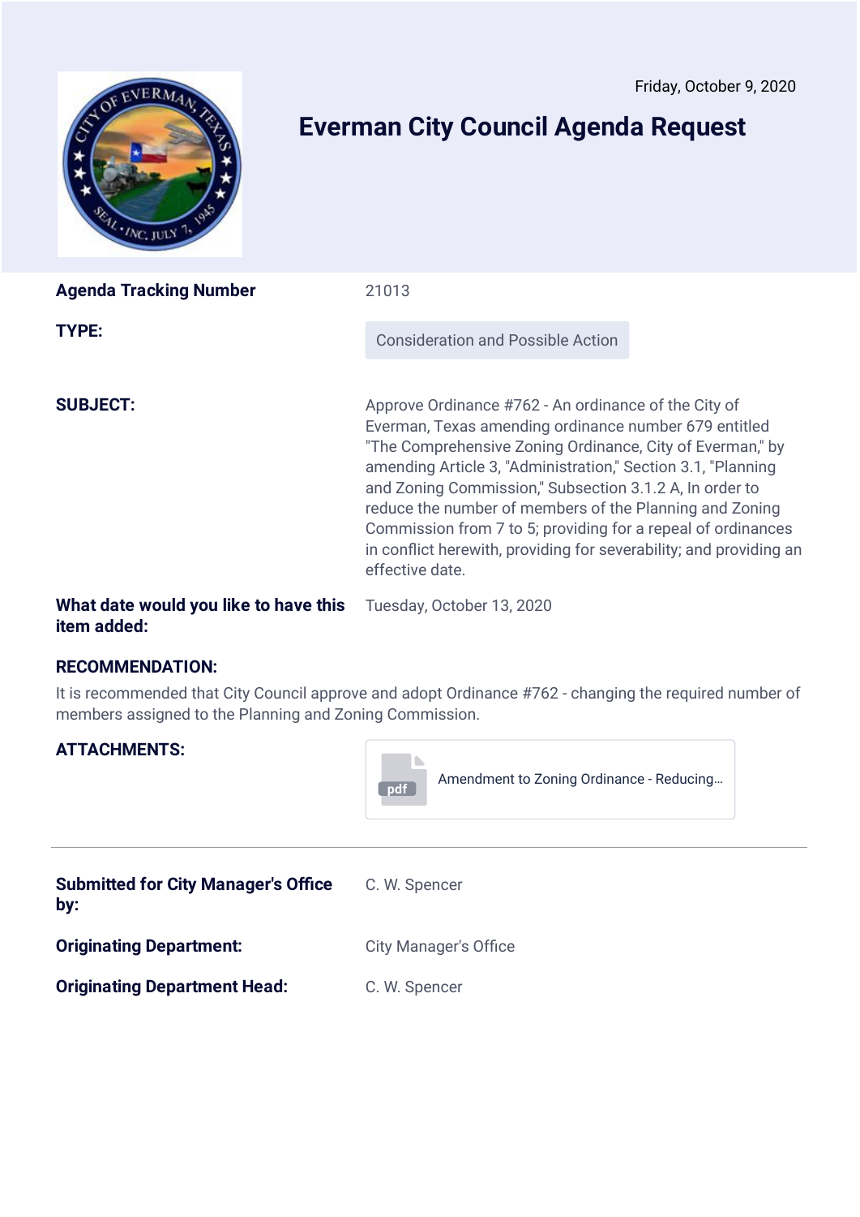Friday, October 9, 2020

# Everman City Council Agenda Request

**Agenda Tracking Number** 21013

**TYPE:** Consideration and Possible Action

**SUBJECT:** Approve Ordinance #762 - An ordinance of the City of Everman, Texas amending ordinance number 679 entitled "The Comprehensive Zoning Ordinance, City of Everman," by amending Article 3, "Administration," Section 3.1, "Planning and Zoning Commission," Subsection 3.1.2 A, In order to reduce the number of members of the Planning and Zoning Commission from 7 to 5; providing for a repeal of ordinances in conflict herewith, providing for severability; and providing an effective date.

**What date would you like to have this item added:** Tuesday, October 13, 2020

**RECOMMENDATION:**

It is recommended that City Council approve and adopt Ordinance #762 - changing the required number of members assigned to the Planning and Zoning Commission.

**ATTACHMENTS:**

Amendment to Zoning Ordinance - Reducing...

---

**Submitted for City Manager's Office by:** C. W. Spencer

**Originating Department:** City Manager's Office

**Originating Department Head:** C. W. Spencer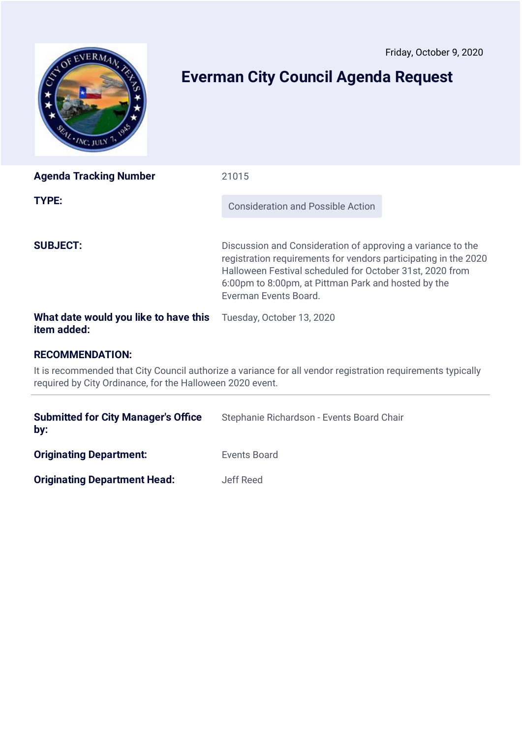Friday, October 9, 2020

# Everman City Council Agenda Request

| | |
|---|---|
| **Agenda Tracking Number** | 21015 |
| **TYPE:** | Consideration and Possible Action |
| **SUBJECT:** | Discussion and Consideration of approving a variance to the registration requirements for vendors participating in the 2020 Halloween Festival scheduled for October 31st, 2020 from 6:00pm to 8:00pm, at Pittman Park and hosted by the Everman Events Board. |
| **What date would you like to have this item added:** | Tuesday, October 13, 2020 |

**RECOMMENDATION:**

It is recommended that City Council authorize a variance for all vendor registration requirements typically required by City Ordinance, for the Halloween 2020 event.

---

| | |
|---|---|
| **Submitted for City Manager's Office by:** | Stephanie Richardson - Events Board Chair |
| **Originating Department:** | Events Board |
| **Originating Department Head:** | Jeff Reed |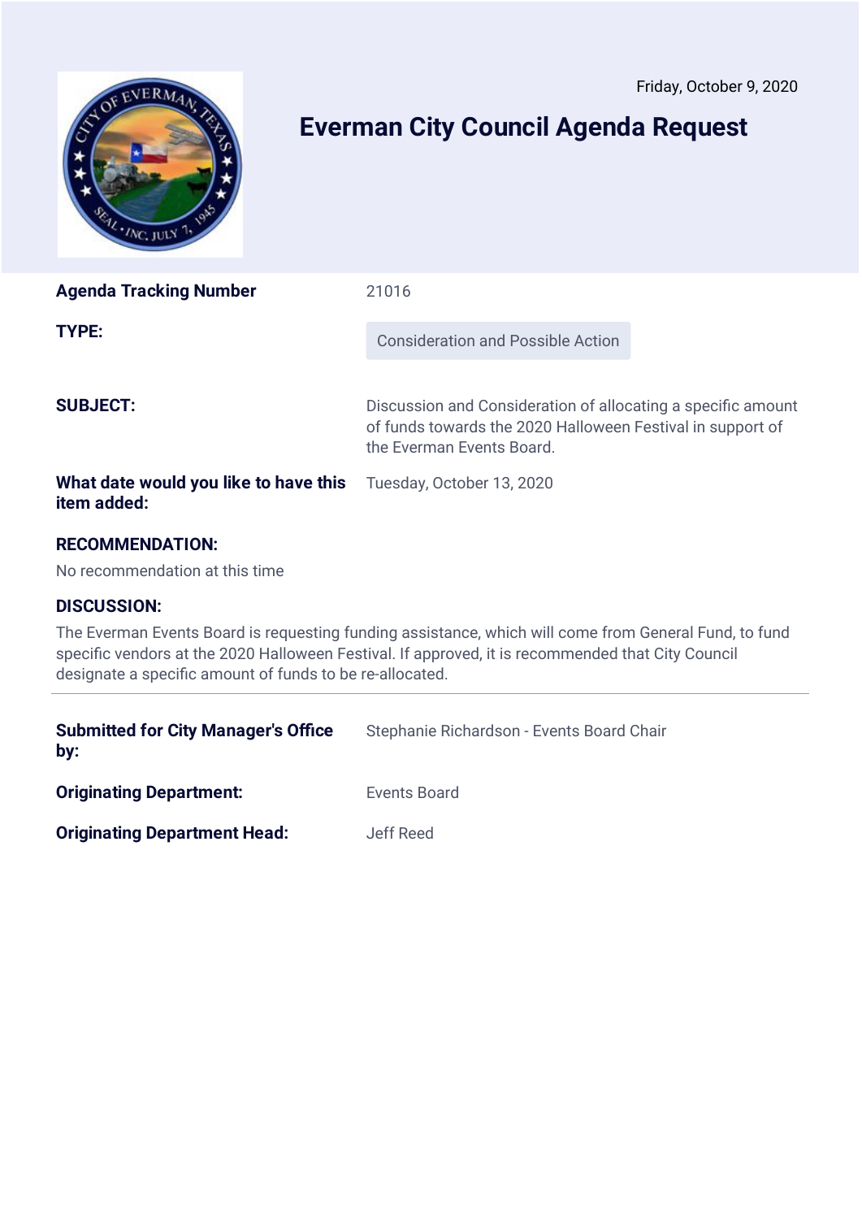Friday, October 9, 2020

# Everman City Council Agenda Request

| | |
|---|---|
| **Agenda Tracking Number** | 21016 |
| **TYPE:** | Consideration and Possible Action |
| **SUBJECT:** | Discussion and Consideration of allocating a specific amount of funds towards the 2020 Halloween Festival in support of the Everman Events Board. |
| **What date would you like to have this item added:** | Tuesday, October 13, 2020 |

**RECOMMENDATION:**

No recommendation at this time

**DISCUSSION:**

The Everman Events Board is requesting funding assistance, which will come from General Fund, to fund specific vendors at the 2020 Halloween Festival. If approved, it is recommended that City Council designate a specific amount of funds to be re-allocated.

---

| | |
|---|---|
| **Submitted for City Manager's Office by:** | Stephanie Richardson - Events Board Chair |
| **Originating Department:** | Events Board |
| **Originating Department Head:** | Jeff Reed |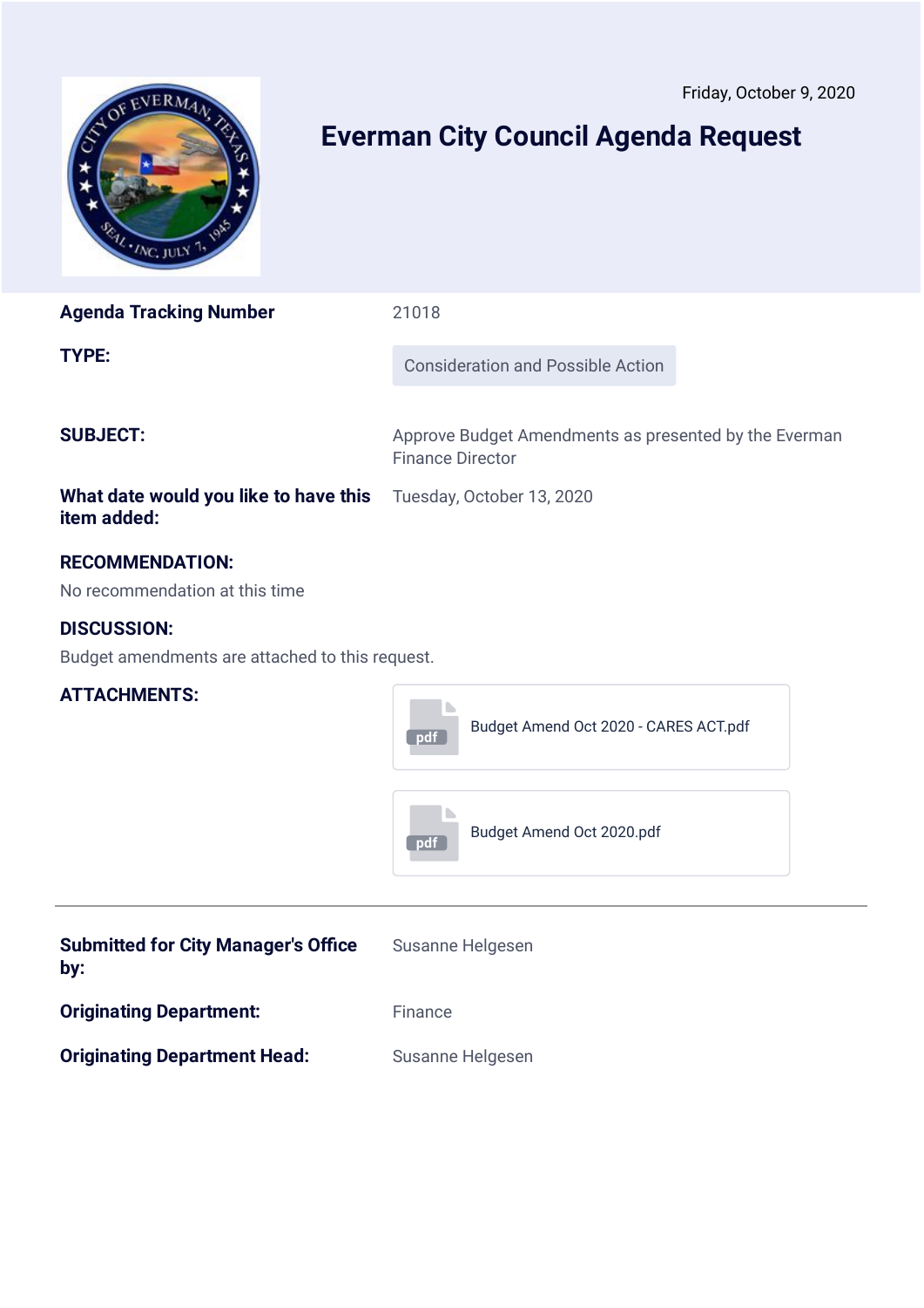Friday, October 9, 2020

# Everman City Council Agenda Request

**Agenda Tracking Number** 21018

**TYPE:** Consideration and Possible Action

**SUBJECT:** Approve Budget Amendments as presented by the Everman Finance Director

**What date would you like to have this item added:** Tuesday, October 13, 2020

**RECOMMENDATION:**

No recommendation at this time

**DISCUSSION:**

Budget amendments are attached to this request.

**ATTACHMENTS:**

- Budget Amend Oct 2020 - CARES ACT.pdf
- Budget Amend Oct 2020.pdf

---

**Submitted for City Manager's Office by:** Susanne Helgesen

**Originating Department:** Finance

**Originating Department Head:** Susanne Helgesen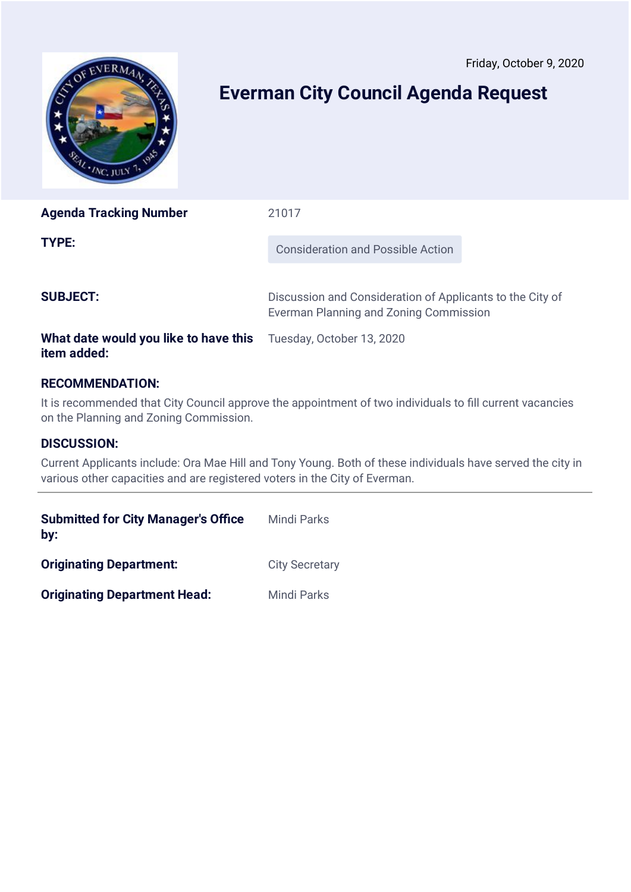Friday, October 9, 2020

# Everman City Council Agenda Request

| | |
|---|---|
| **Agenda Tracking Number** | 21017 |
| **TYPE:** | Consideration and Possible Action |
| **SUBJECT:** | Discussion and Consideration of Applicants to the City of Everman Planning and Zoning Commission |
| **What date would you like to have this item added:** | Tuesday, October 13, 2020 |

**RECOMMENDATION:**

It is recommended that City Council approve the appointment of two individuals to fill current vacancies on the Planning and Zoning Commission.

**DISCUSSION:**

Current Applicants include: Ora Mae Hill and Tony Young. Both of these individuals have served the city in various other capacities and are registered voters in the City of Everman.

---

| | |
|---|---|
| **Submitted for City Manager's Office by:** | Mindi Parks |
| **Originating Department:** | City Secretary |
| **Originating Department Head:** | Mindi Parks |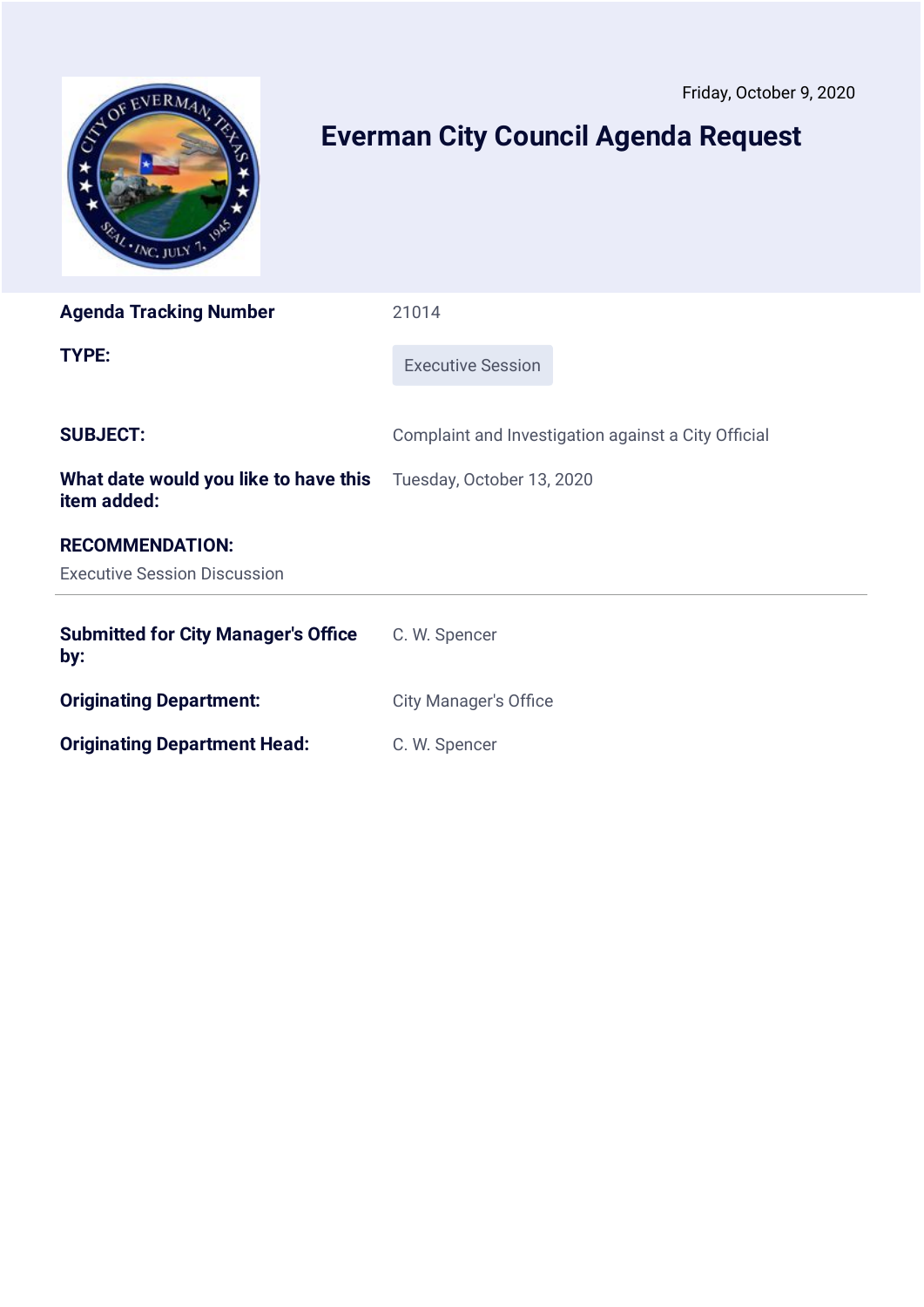Friday, October 9, 2020

# Everman City Council Agenda Request

| | |
|---|---|
| **Agenda Tracking Number** | 21014 |
| **TYPE:** | Executive Session |
| **SUBJECT:** | Complaint and Investigation against a City Official |
| **What date would you like to have this item added:** | Tuesday, October 13, 2020 |

**RECOMMENDATION:**

Executive Session Discussion

---

| | |
|---|---|
| **Submitted for City Manager's Office by:** | C. W. Spencer |
| **Originating Department:** | City Manager's Office |
| **Originating Department Head:** | C. W. Spencer |